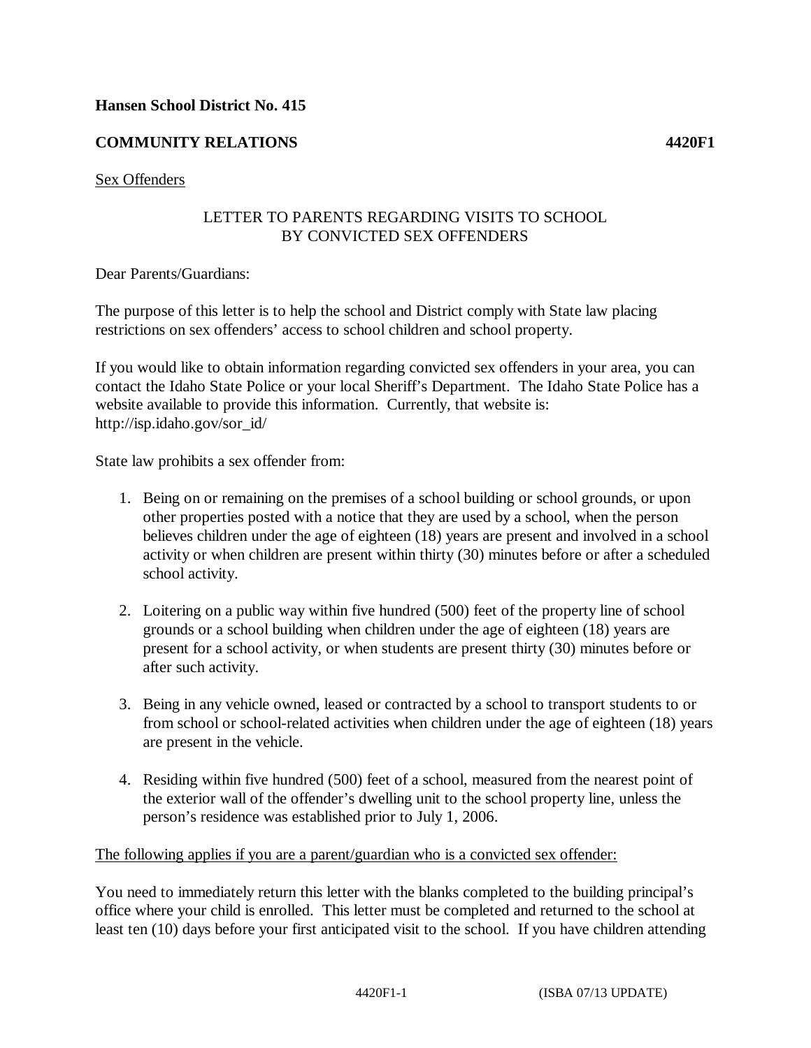**Hansen School District No. 415**

**COMMUNITY RELATIONS** **4420F1**

Sex Offenders

LETTER TO PARENTS REGARDING VISITS TO SCHOOL BY CONVICTED SEX OFFENDERS

Dear Parents/Guardians:

The purpose of this letter is to help the school and District comply with State law placing restrictions on sex offenders' access to school children and school property.

If you would like to obtain information regarding convicted sex offenders in your area, you can contact the Idaho State Police or your local Sheriff's Department. The Idaho State Police has a website available to provide this information. Currently, that website is: http://isp.idaho.gov/sor_id/

State law prohibits a sex offender from:

1. Being on or remaining on the premises of a school building or school grounds, or upon other properties posted with a notice that they are used by a school, when the person believes children under the age of eighteen (18) years are present and involved in a school activity or when children are present within thirty (30) minutes before or after a scheduled school activity.

2. Loitering on a public way within five hundred (500) feet of the property line of school grounds or a school building when children under the age of eighteen (18) years are present for a school activity, or when students are present thirty (30) minutes before or after such activity.

3. Being in any vehicle owned, leased or contracted by a school to transport students to or from school or school-related activities when children under the age of eighteen (18) years are present in the vehicle.

4. Residing within five hundred (500) feet of a school, measured from the nearest point of the exterior wall of the offender's dwelling unit to the school property line, unless the person's residence was established prior to July 1, 2006.

The following applies if you are a parent/guardian who is a convicted sex offender:

You need to immediately return this letter with the blanks completed to the building principal's office where your child is enrolled. This letter must be completed and returned to the school at least ten (10) days before your first anticipated visit to the school. If you have children attending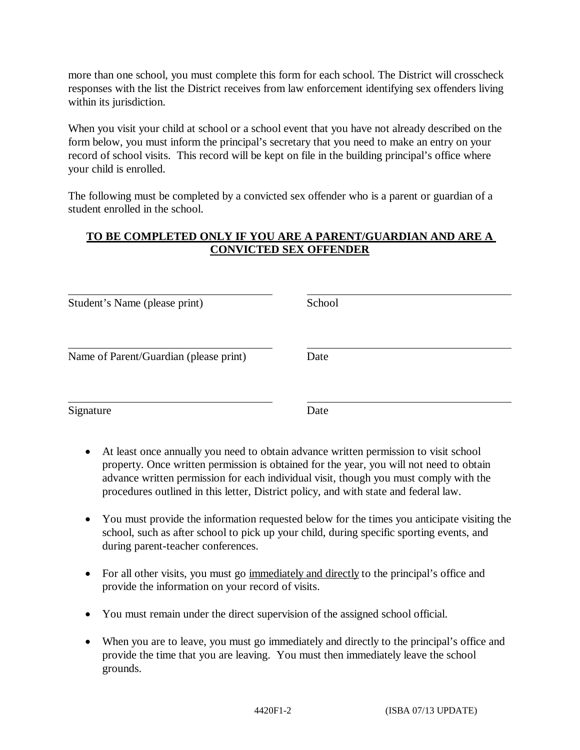more than one school, you must complete this form for each school. The District will crosscheck responses with the list the District receives from law enforcement identifying sex offenders living within its jurisdiction.

When you visit your child at school or a school event that you have not already described on the form below, you must inform the principal's secretary that you need to make an entry on your record of school visits. This record will be kept on file in the building principal's office where your child is enrolled.

The following must be completed by a convicted sex offender who is a parent or guardian of a student enrolled in the school.

**<u>TO BE COMPLETED ONLY IF YOU ARE A PARENT/GUARDIAN AND ARE A CONVICTED SEX OFFENDER</u>**

| | |
|---|---|
| ______________________________ | ______________________________ |
| Student's Name (please print) | School |
| ______________________________ | ______________________________ |
| Name of Parent/Guardian (please print) | Date |
| ______________________________ | ______________________________ |
| Signature | Date |

- At least once annually you need to obtain advance written permission to visit school property. Once written permission is obtained for the year, you will not need to obtain advance written permission for each individual visit, though you must comply with the procedures outlined in this letter, District policy, and with state and federal law.

- You must provide the information requested below for the times you anticipate visiting the school, such as after school to pick up your child, during specific sporting events, and during parent-teacher conferences.

- For all other visits, you must go <u>immediately and directly</u> to the principal's office and provide the information on your record of visits.

- You must remain under the direct supervision of the assigned school official.

- When you are to leave, you must go immediately and directly to the principal's office and provide the time that you are leaving. You must then immediately leave the school grounds.

4420F1-2 (ISBA 07/13 UPDATE)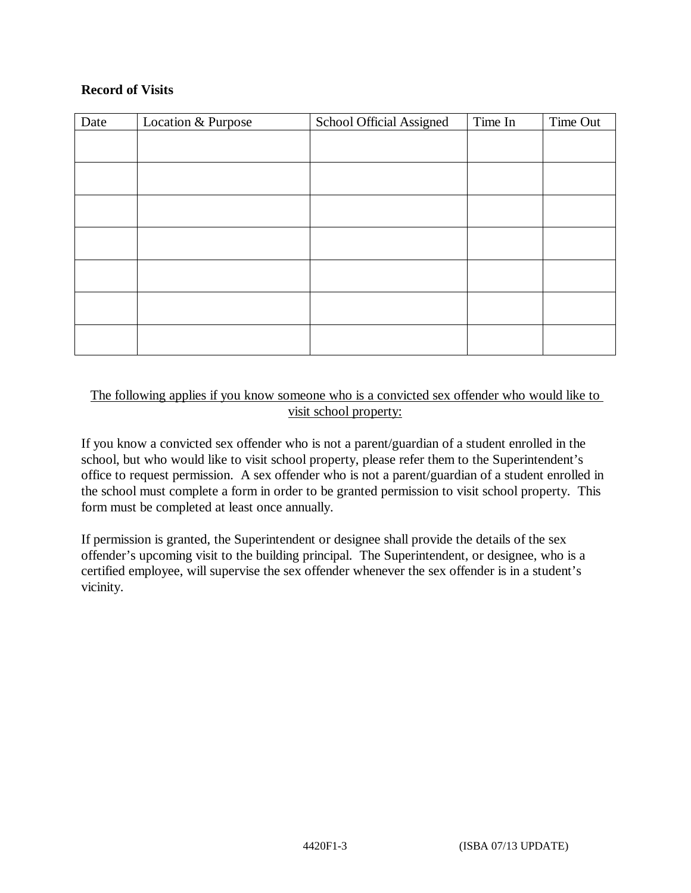**Record of Visits**

| Date | Location & Purpose | School Official Assigned | Time In | Time Out |
| --- | --- | --- | --- | --- |
| | | | | |
| | | | | |
| | | | | |
| | | | | |
| | | | | |
| | | | | |
| | | | | |

<u>The following applies if you know someone who is a convicted sex offender who would like to visit school property:</u>

If you know a convicted sex offender who is not a parent/guardian of a student enrolled in the school, but who would like to visit school property, please refer them to the Superintendent's office to request permission. A sex offender who is not a parent/guardian of a student enrolled in the school must complete a form in order to be granted permission to visit school property. This form must be completed at least once annually.

If permission is granted, the Superintendent or designee shall provide the details of the sex offender's upcoming visit to the building principal. The Superintendent, or designee, who is a certified employee, will supervise the sex offender whenever the sex offender is in a student's vicinity.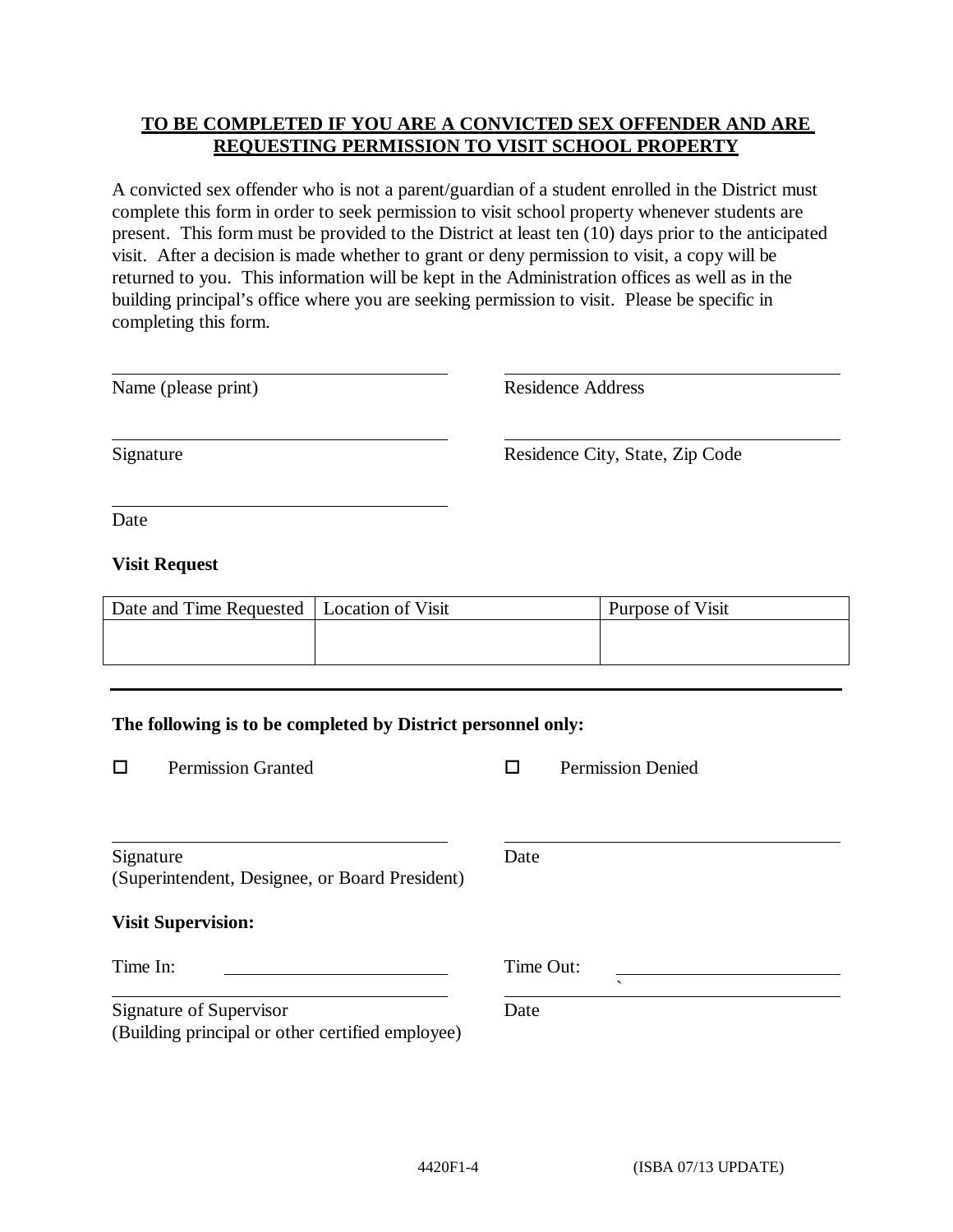**TO BE COMPLETED IF YOU ARE A CONVICTED SEX OFFENDER AND ARE REQUESTING PERMISSION TO VISIT SCHOOL PROPERTY**

A convicted sex offender who is not a parent/guardian of a student enrolled in the District must complete this form in order to seek permission to visit school property whenever students are present. This form must be provided to the District at least ten (10) days prior to the anticipated visit. After a decision is made whether to grant or deny permission to visit, a copy will be returned to you. This information will be kept in the Administration offices as well as in the building principal's office where you are seeking permission to visit. Please be specific in completing this form.

\_\_\_\_\_\_\_\_\_\_\_\_\_\_\_\_\_\_\_\_\_\_\_\_\_\_\_\_\_\_\_\_\_\_\_\_
Name (please print)

\_\_\_\_\_\_\_\_\_\_\_\_\_\_\_\_\_\_\_\_\_\_\_\_\_\_\_\_\_\_\_\_\_\_\_\_
Residence Address

\_\_\_\_\_\_\_\_\_\_\_\_\_\_\_\_\_\_\_\_\_\_\_\_\_\_\_\_\_\_\_\_\_\_\_\_
Signature

\_\_\_\_\_\_\_\_\_\_\_\_\_\_\_\_\_\_\_\_\_\_\_\_\_\_\_\_\_\_\_\_\_\_\_\_
Residence City, State, Zip Code

\_\_\_\_\_\_\_\_\_\_\_\_\_\_\_\_\_\_\_\_\_\_\_\_\_\_\_\_\_\_\_\_\_\_\_\_
Date

**Visit Request**

| Date and Time Requested | Location of Visit | Purpose of Visit |
|---|---|---|
| | | |

---

**The following is to be completed by District personnel only:**

☐ Permission Granted

☐ Permission Denied

\_\_\_\_\_\_\_\_\_\_\_\_\_\_\_\_\_\_\_\_\_\_\_\_\_\_\_\_\_\_\_\_\_\_\_\_
Signature
(Superintendent, Designee, or Board President)

\_\_\_\_\_\_\_\_\_\_\_\_\_\_\_\_\_\_\_\_\_\_\_\_\_\_\_\_\_\_\_\_\_\_\_\_
Date

**Visit Supervision:**

Time In: \_\_\_\_\_\_\_\_\_\_\_\_\_\_\_\_\_\_\_\_

Time Out: \_\_\_\_\_\_\_\_\_\_\_\_\_\_\_\_\_\_\_\_

\_\_\_\_\_\_\_\_\_\_\_\_\_\_\_\_\_\_\_\_\_\_\_\_\_\_\_\_\_\_\_\_\_\_\_\_
Signature of Supervisor
(Building principal or other certified employee)

\_\_\_\_\_\_\_\_\_\_\_\_\_\_\_\_\_\_\_\_\_\_\_\_\_\_\_\_\_\_\_\_\_\_\_\_
Date

4420F1-4 (ISBA 07/13 UPDATE)